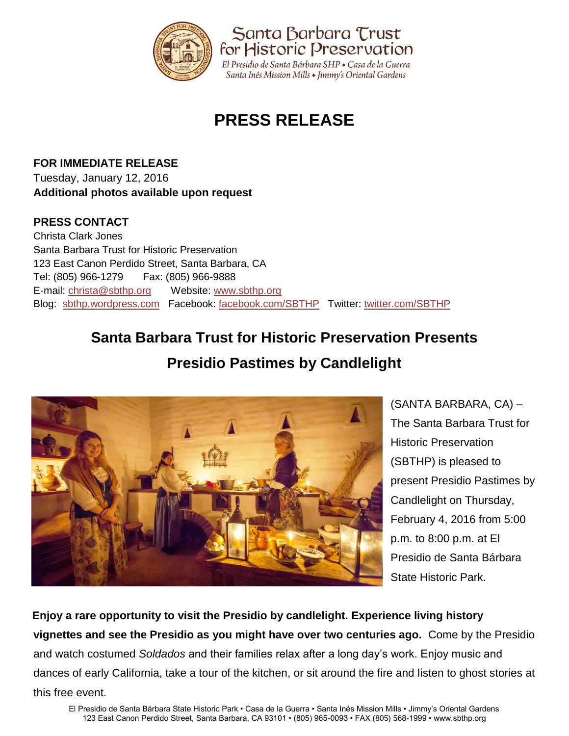Santa Barbara Trust for Historic Preservation

*El Presidio de Santa Bárbara SHP • Casa de la Guerra*
*Santa Inés Mission Mills • Jimmy's Oriental Gardens*

# PRESS RELEASE

**FOR IMMEDIATE RELEASE**
Tuesday, January 12, 2016
**Additional photos available upon request**

**PRESS CONTACT**
Christa Clark Jones
Santa Barbara Trust for Historic Preservation
123 East Canon Perdido Street, Santa Barbara, CA
Tel: (805) 966-1279 Fax: (805) 966-9888
E-mail: christa@sbthp.org Website: www.sbthp.org
Blog: sbthp.wordpress.com Facebook: facebook.com/SBTHP Twitter: twitter.com/SBTHP

## Santa Barbara Trust for Historic Preservation Presents Presidio Pastimes by Candlelight

(SANTA BARBARA, CA) – The Santa Barbara Trust for Historic Preservation (SBTHP) is pleased to present Presidio Pastimes by Candlelight on Thursday, February 4, 2016 from 5:00 p.m. to 8:00 p.m. at El Presidio de Santa Bárbara State Historic Park.

**Enjoy a rare opportunity to visit the Presidio by candlelight. Experience living history vignettes and see the Presidio as you might have over two centuries ago.** Come by the Presidio and watch costumed *Soldados* and their families relax after a long day's work. Enjoy music and dances of early California, take a tour of the kitchen, or sit around the fire and listen to ghost stories at this free event.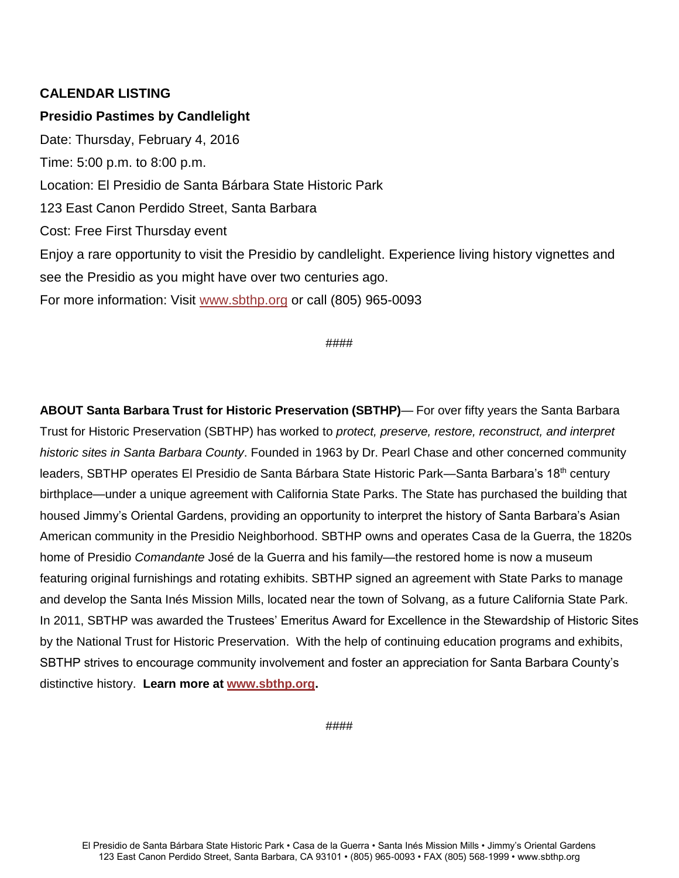**CALENDAR LISTING**

**Presidio Pastimes by Candlelight**

Date: Thursday, February 4, 2016

Time: 5:00 p.m. to 8:00 p.m.

Location: El Presidio de Santa Bárbara State Historic Park

123 East Canon Perdido Street, Santa Barbara

Cost: Free First Thursday event

Enjoy a rare opportunity to visit the Presidio by candlelight. Experience living history vignettes and see the Presidio as you might have over two centuries ago.

For more information: Visit www.sbthp.org or call (805) 965-0093

####

**ABOUT Santa Barbara Trust for Historic Preservation (SBTHP)**— For over fifty years the Santa Barbara Trust for Historic Preservation (SBTHP) has worked to *protect, preserve, restore, reconstruct, and interpret historic sites in Santa Barbara County*. Founded in 1963 by Dr. Pearl Chase and other concerned community leaders, SBTHP operates El Presidio de Santa Bárbara State Historic Park—Santa Barbara's 18th century birthplace—under a unique agreement with California State Parks. The State has purchased the building that housed Jimmy's Oriental Gardens, providing an opportunity to interpret the history of Santa Barbara's Asian American community in the Presidio Neighborhood. SBTHP owns and operates Casa de la Guerra, the 1820s home of Presidio *Comandante* José de la Guerra and his family—the restored home is now a museum featuring original furnishings and rotating exhibits. SBTHP signed an agreement with State Parks to manage and develop the Santa Inés Mission Mills, located near the town of Solvang, as a future California State Park. In 2011, SBTHP was awarded the Trustees' Emeritus Award for Excellence in the Stewardship of Historic Sites by the National Trust for Historic Preservation. With the help of continuing education programs and exhibits, SBTHP strives to encourage community involvement and foster an appreciation for Santa Barbara County's distinctive history. **Learn more at www.sbthp.org.**

####

El Presidio de Santa Bárbara State Historic Park • Casa de la Guerra • Santa Inés Mission Mills • Jimmy's Oriental Gardens
123 East Canon Perdido Street, Santa Barbara, CA 93101 • (805) 965-0093 • FAX (805) 568-1999 • www.sbthp.org